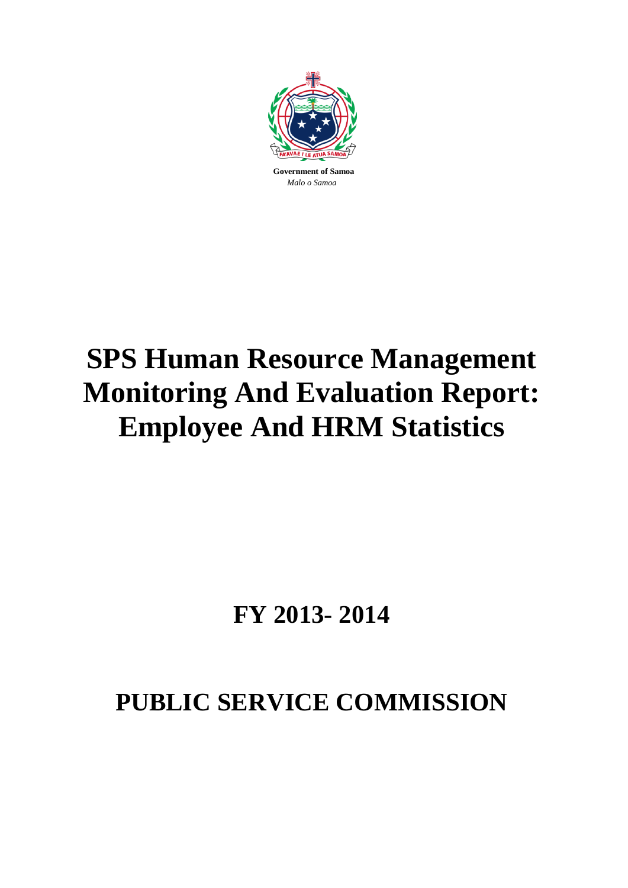**Government of Samoa**
*Malo o Samoa*

# SPS Human Resource Management Monitoring And Evaluation Report: Employee And HRM Statistics

## FY 2013- 2014

## PUBLIC SERVICE COMMISSION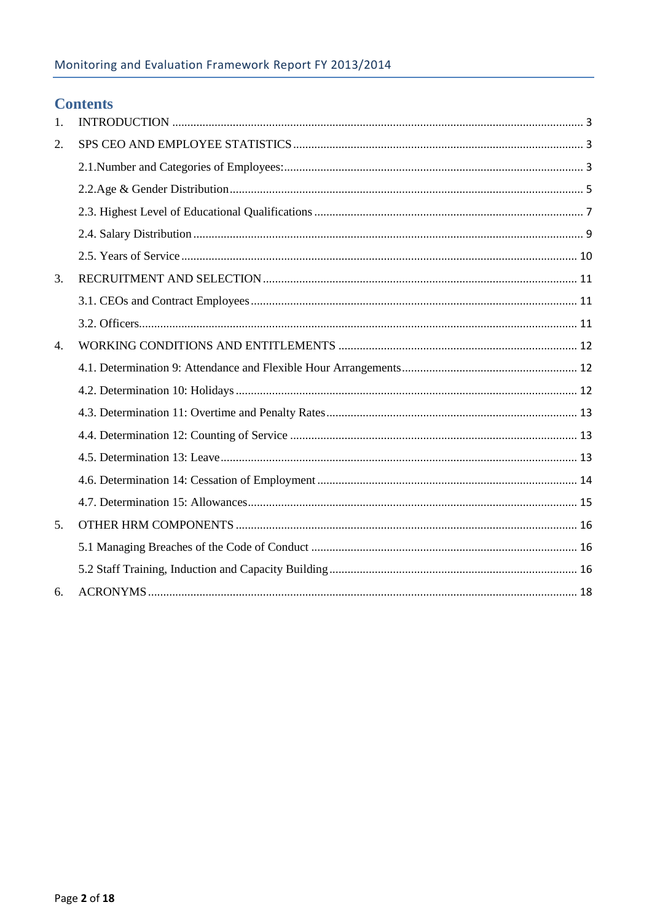## Contents

1. INTRODUCTION ........................................................................................................................ 3
2. SPS CEO AND EMPLOYEE STATISTICS ................................................................................ 3
   - 2.1.Number and Categories of Employees: ................................................................................ 3
   - 2.2.Age & Gender Distribution ................................................................................................. 5
   - 2.3. Highest Level of Educational Qualifications ....................................................................... 7
   - 2.4. Salary Distribution ............................................................................................................. 9
   - 2.5. Years of Service ................................................................................................................ 10
3. RECRUITMENT AND SELECTION ....................................................................................... 11
   - 3.1. CEOs and Contract Employees ......................................................................................... 11
   - 3.2. Officers.............................................................................................................................. 11
4. WORKING CONDITIONS AND ENTITLEMENTS .............................................................. 12
   - 4.1. Determination 9: Attendance and Flexible Hour Arrangements ........................................ 12
   - 4.2. Determination 10: Holidays .............................................................................................. 12
   - 4.3. Determination 11: Overtime and Penalty Rates ................................................................ 13
   - 4.4. Determination 12: Counting of Service ............................................................................ 13
   - 4.5. Determination 13: Leave ................................................................................................... 13
   - 4.6. Determination 14: Cessation of Employment ................................................................... 14
   - 4.7. Determination 15: Allowances .......................................................................................... 15
5. OTHER HRM COMPONENTS ............................................................................................... 16
   - 5.1 Managing Breaches of the Code of Conduct ...................................................................... 16
   - 5.2 Staff Training, Induction and Capacity Building ................................................................ 16
6. ACRONYMS ............................................................................................................................ 18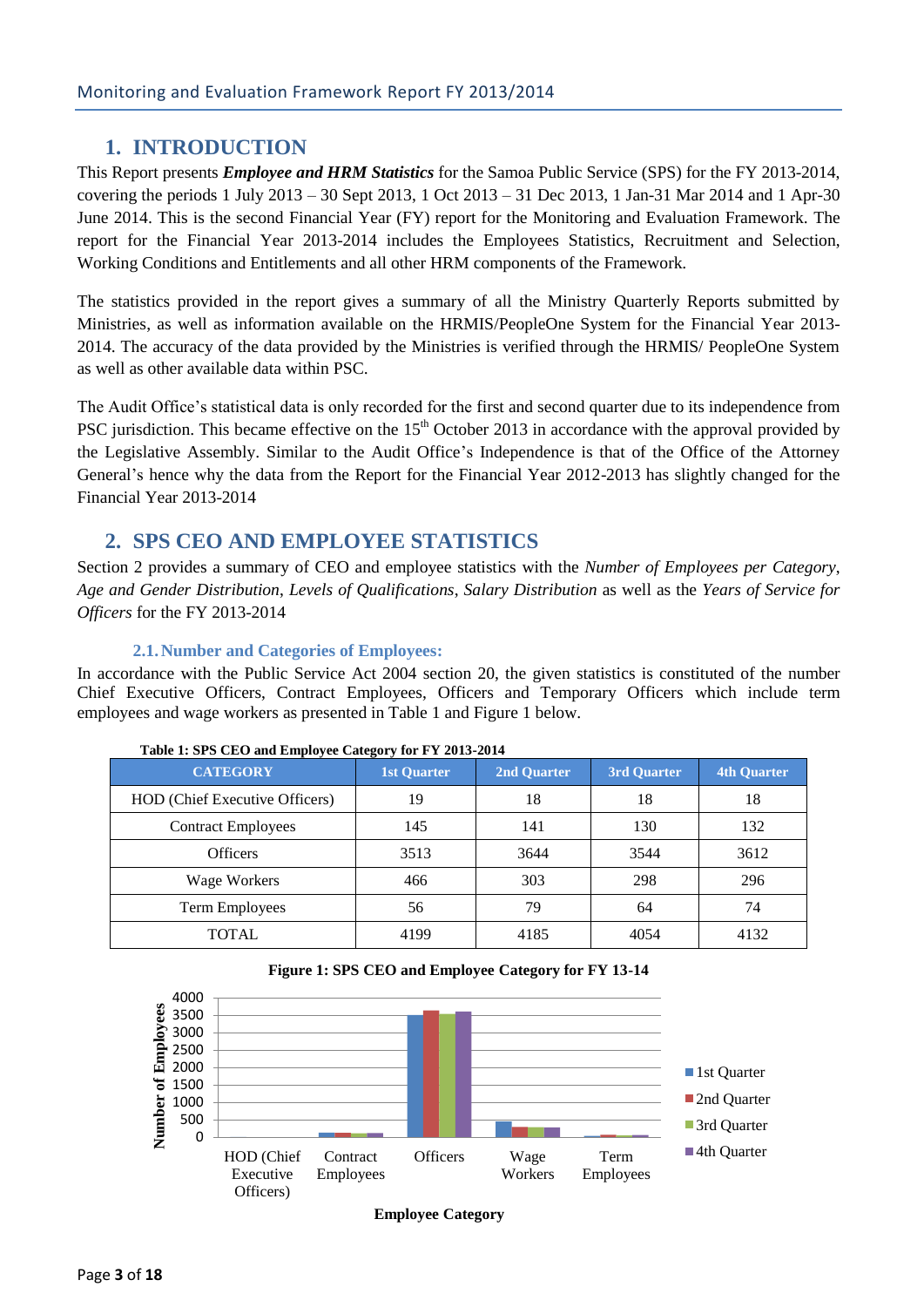# 1. INTRODUCTION

This Report presents ***Employee and HRM Statistics*** for the Samoa Public Service (SPS) for the FY 2013-2014, covering the periods 1 July 2013 – 30 Sept 2013, 1 Oct 2013 – 31 Dec 2013, 1 Jan-31 Mar 2014 and 1 Apr-30 June 2014. This is the second Financial Year (FY) report for the Monitoring and Evaluation Framework. The report for the Financial Year 2013-2014 includes the Employees Statistics, Recruitment and Selection, Working Conditions and Entitlements and all other HRM components of the Framework.

The statistics provided in the report gives a summary of all the Ministry Quarterly Reports submitted by Ministries, as well as information available on the HRMIS/PeopleOne System for the Financial Year 2013-2014. The accuracy of the data provided by the Ministries is verified through the HRMIS/ PeopleOne System as well as other available data within PSC.

The Audit Office's statistical data is only recorded for the first and second quarter due to its independence from PSC jurisdiction. This became effective on the 15th October 2013 in accordance with the approval provided by the Legislative Assembly. Similar to the Audit Office's Independence is that of the Office of the Attorney General's hence why the data from the Report for the Financial Year 2012-2013 has slightly changed for the Financial Year 2013-2014

# 2. SPS CEO AND EMPLOYEE STATISTICS

Section 2 provides a summary of CEO and employee statistics with the *Number of Employees per Category*, *Age and Gender Distribution*, *Levels of Qualifications*, *Salary Distribution* as well as the *Years of Service for Officers* for the FY 2013-2014

## 2.1. Number and Categories of Employees:

In accordance with the Public Service Act 2004 section 20, the given statistics is constituted of the number Chief Executive Officers, Contract Employees, Officers and Temporary Officers which include term employees and wage workers as presented in Table 1 and Figure 1 below.

**Table 1: SPS CEO and Employee Category for FY 2013-2014**

| CATEGORY | 1st Quarter | 2nd Quarter | 3rd Quarter | 4th Quarter |
|---|---|---|---|---|
| HOD (Chief Executive Officers) | 19 | 18 | 18 | 18 |
| Contract Employees | 145 | 141 | 130 | 132 |
| Officers | 3513 | 3644 | 3544 | 3612 |
| Wage Workers | 466 | 303 | 298 | 296 |
| Term Employees | 56 | 79 | 64 | 74 |
| TOTAL | 4199 | 4185 | 4054 | 4132 |

**Figure 1: SPS CEO and Employee Category for FY 13-14**

Number of Employees
4000
3500
3000
2500
2000
1500
1000
500
0
HOD (Chief Executive Officers)
Contract Employees
Officers
Wage Workers
Term Employees
Employee Category
1st Quarter
2nd Quarter
3rd Quarter
4th Quarter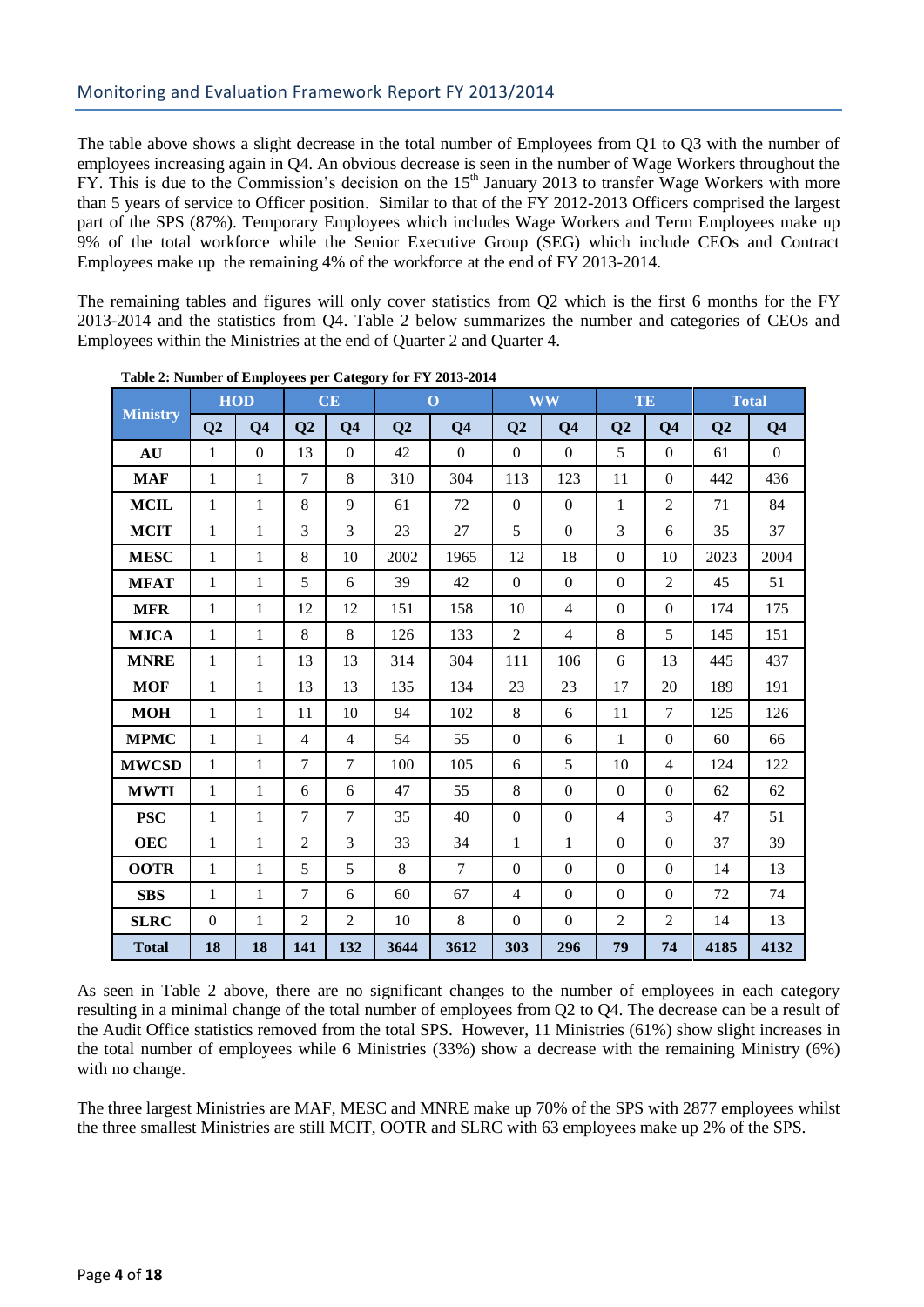The table above shows a slight decrease in the total number of Employees from Q1 to Q3 with the number of employees increasing again in Q4. An obvious decrease is seen in the number of Wage Workers throughout the FY. This is due to the Commission's decision on the 15th January 2013 to transfer Wage Workers with more than 5 years of service to Officer position. Similar to that of the FY 2012-2013 Officers comprised the largest part of the SPS (87%). Temporary Employees which includes Wage Workers and Term Employees make up 9% of the total workforce while the Senior Executive Group (SEG) which include CEOs and Contract Employees make up the remaining 4% of the workforce at the end of FY 2013-2014.

The remaining tables and figures will only cover statistics from Q2 which is the first 6 months for the FY 2013-2014 and the statistics from Q4. Table 2 below summarizes the number and categories of CEOs and Employees within the Ministries at the end of Quarter 2 and Quarter 4.

**Table 2: Number of Employees per Category for FY 2013-2014**

| Ministry | HOD | | CE | | O | | WW | | TE | | Total | |
|---|---|---|---|---|---|---|---|---|---|---|---|---|
| | Q2 | Q4 | Q2 | Q4 | Q2 | Q4 | Q2 | Q4 | Q2 | Q4 | Q2 | Q4 |
| **AU** | 1 | 0 | 13 | 0 | 42 | 0 | 0 | 0 | 5 | 0 | 61 | 0 |
| **MAF** | 1 | 1 | 7 | 8 | 310 | 304 | 113 | 123 | 11 | 0 | 442 | 436 |
| **MCIL** | 1 | 1 | 8 | 9 | 61 | 72 | 0 | 0 | 1 | 2 | 71 | 84 |
| **MCIT** | 1 | 1 | 3 | 3 | 23 | 27 | 5 | 0 | 3 | 6 | 35 | 37 |
| **MESC** | 1 | 1 | 8 | 10 | 2002 | 1965 | 12 | 18 | 0 | 10 | 2023 | 2004 |
| **MFAT** | 1 | 1 | 5 | 6 | 39 | 42 | 0 | 0 | 0 | 2 | 45 | 51 |
| **MFR** | 1 | 1 | 12 | 12 | 151 | 158 | 10 | 4 | 0 | 0 | 174 | 175 |
| **MJCA** | 1 | 1 | 8 | 8 | 126 | 133 | 2 | 4 | 8 | 5 | 145 | 151 |
| **MNRE** | 1 | 1 | 13 | 13 | 314 | 304 | 111 | 106 | 6 | 13 | 445 | 437 |
| **MOF** | 1 | 1 | 13 | 13 | 135 | 134 | 23 | 23 | 17 | 20 | 189 | 191 |
| **MOH** | 1 | 1 | 11 | 10 | 94 | 102 | 8 | 6 | 11 | 7 | 125 | 126 |
| **MPMC** | 1 | 1 | 4 | 4 | 54 | 55 | 0 | 6 | 1 | 0 | 60 | 66 |
| **MWCSD** | 1 | 1 | 7 | 7 | 100 | 105 | 6 | 5 | 10 | 4 | 124 | 122 |
| **MWTI** | 1 | 1 | 6 | 6 | 47 | 55 | 8 | 0 | 0 | 0 | 62 | 62 |
| **PSC** | 1 | 1 | 7 | 7 | 35 | 40 | 0 | 0 | 4 | 3 | 47 | 51 |
| **OEC** | 1 | 1 | 2 | 3 | 33 | 34 | 1 | 1 | 0 | 0 | 37 | 39 |
| **OOTR** | 1 | 1 | 5 | 5 | 8 | 7 | 0 | 0 | 0 | 0 | 14 | 13 |
| **SBS** | 1 | 1 | 7 | 6 | 60 | 67 | 4 | 0 | 0 | 0 | 72 | 74 |
| **SLRC** | 0 | 1 | 2 | 2 | 10 | 8 | 0 | 0 | 2 | 2 | 14 | 13 |
| **Total** | **18** | **18** | **141** | **132** | **3644** | **3612** | **303** | **296** | **79** | **74** | **4185** | **4132** |

As seen in Table 2 above, there are no significant changes to the number of employees in each category resulting in a minimal change of the total number of employees from Q2 to Q4. The decrease can be a result of the Audit Office statistics removed from the total SPS. However, 11 Ministries (61%) show slight increases in the total number of employees while 6 Ministries (33%) show a decrease with the remaining Ministry (6%) with no change.

The three largest Ministries are MAF, MESC and MNRE make up 70% of the SPS with 2877 employees whilst the three smallest Ministries are still MCIT, OOTR and SLRC with 63 employees make up 2% of the SPS.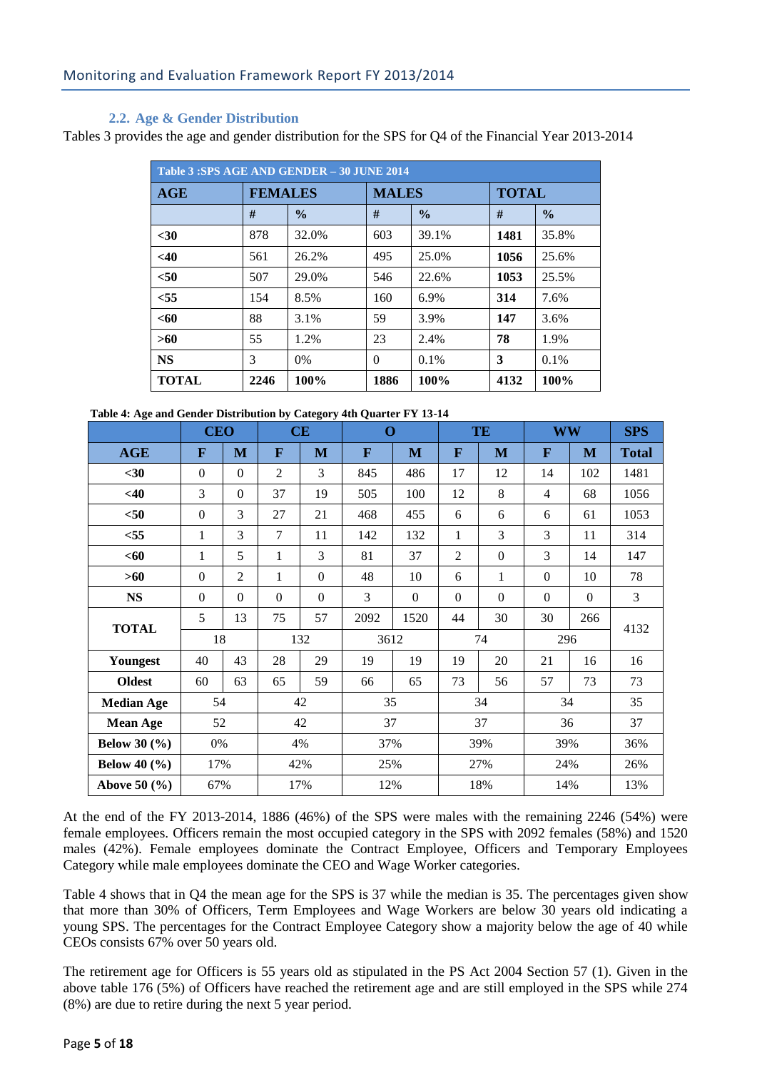### 2.2. Age & Gender Distribution

Tables 3 provides the age and gender distribution for the SPS for Q4 of the Financial Year 2013-2014

| Table 3 :SPS AGE AND GENDER – 30 JUNE 2014 | | | | | | |
|---|---|---|---|---|---|---|
| **AGE** | **FEMALES** | | **MALES** | | **TOTAL** | |
| | **#** | **%** | **#** | **%** | **#** | **%** |
| **<30** | 878 | 32.0% | 603 | 39.1% | **1481** | 35.8% |
| **<40** | 561 | 26.2% | 495 | 25.0% | **1056** | 25.6% |
| **<50** | 507 | 29.0% | 546 | 22.6% | **1053** | 25.5% |
| **<55** | 154 | 8.5% | 160 | 6.9% | **314** | 7.6% |
| **<60** | 88 | 3.1% | 59 | 3.9% | **147** | 3.6% |
| **>60** | 55 | 1.2% | 23 | 2.4% | **78** | 1.9% |
| **NS** | 3 | 0% | 0 | 0.1% | **3** | 0.1% |
| **TOTAL** | **2246** | **100%** | **1886** | **100%** | **4132** | **100%** |

**Table 4: Age and Gender Distribution by Category 4th Quarter FY 13-14**

| | **CEO** | | **CE** | | **O** | | **TE** | | **WW** | | **SPS** |
|---|---|---|---|---|---|---|---|---|---|---|---|
| **AGE** | **F** | **M** | **F** | **M** | **F** | **M** | **F** | **M** | **F** | **M** | **Total** |
| **<30** | 0 | 0 | 2 | 3 | 845 | 486 | 17 | 12 | 14 | 102 | 1481 |
| **<40** | 3 | 0 | 37 | 19 | 505 | 100 | 12 | 8 | 4 | 68 | 1056 |
| **<50** | 0 | 3 | 27 | 21 | 468 | 455 | 6 | 6 | 6 | 61 | 1053 |
| **<55** | 1 | 3 | 7 | 11 | 142 | 132 | 1 | 3 | 3 | 11 | 314 |
| **<60** | 1 | 5 | 1 | 3 | 81 | 37 | 2 | 0 | 3 | 14 | 147 |
| **>60** | 0 | 2 | 1 | 0 | 48 | 10 | 6 | 1 | 0 | 10 | 78 |
| **NS** | 0 | 0 | 0 | 0 | 3 | 0 | 0 | 0 | 0 | 0 | 3 |
| **TOTAL** | 5 | 13 | 75 | 57 | 2092 | 1520 | 44 | 30 | 30 | 266 | 4132 |
| | 18 | | 132 | | 3612 | | 74 | | 296 | | |
| **Youngest** | 40 | 43 | 28 | 29 | 19 | 19 | 19 | 20 | 21 | 16 | 16 |
| **Oldest** | 60 | 63 | 65 | 59 | 66 | 65 | 73 | 56 | 57 | 73 | 73 |
| **Median Age** | 54 | | 42 | | 35 | | 34 | | 34 | | 35 |
| **Mean Age** | 52 | | 42 | | 37 | | 37 | | 36 | | 37 |
| **Below 30 (%)** | 0% | | 4% | | 37% | | 39% | | 39% | | 36% |
| **Below 40 (%)** | 17% | | 42% | | 25% | | 27% | | 24% | | 26% |
| **Above 50 (%)** | 67% | | 17% | | 12% | | 18% | | 14% | | 13% |

At the end of the FY 2013-2014, 1886 (46%) of the SPS were males with the remaining 2246 (54%) were female employees. Officers remain the most occupied category in the SPS with 2092 females (58%) and 1520 males (42%). Female employees dominate the Contract Employee, Officers and Temporary Employees Category while male employees dominate the CEO and Wage Worker categories.

Table 4 shows that in Q4 the mean age for the SPS is 37 while the median is 35. The percentages given show that more than 30% of Officers, Term Employees and Wage Workers are below 30 years old indicating a young SPS. The percentages for the Contract Employee Category show a majority below the age of 40 while CEOs consists 67% over 50 years old.

The retirement age for Officers is 55 years old as stipulated in the PS Act 2004 Section 57 (1). Given in the above table 176 (5%) of Officers have reached the retirement age and are still employed in the SPS while 274 (8%) are due to retire during the next 5 year period.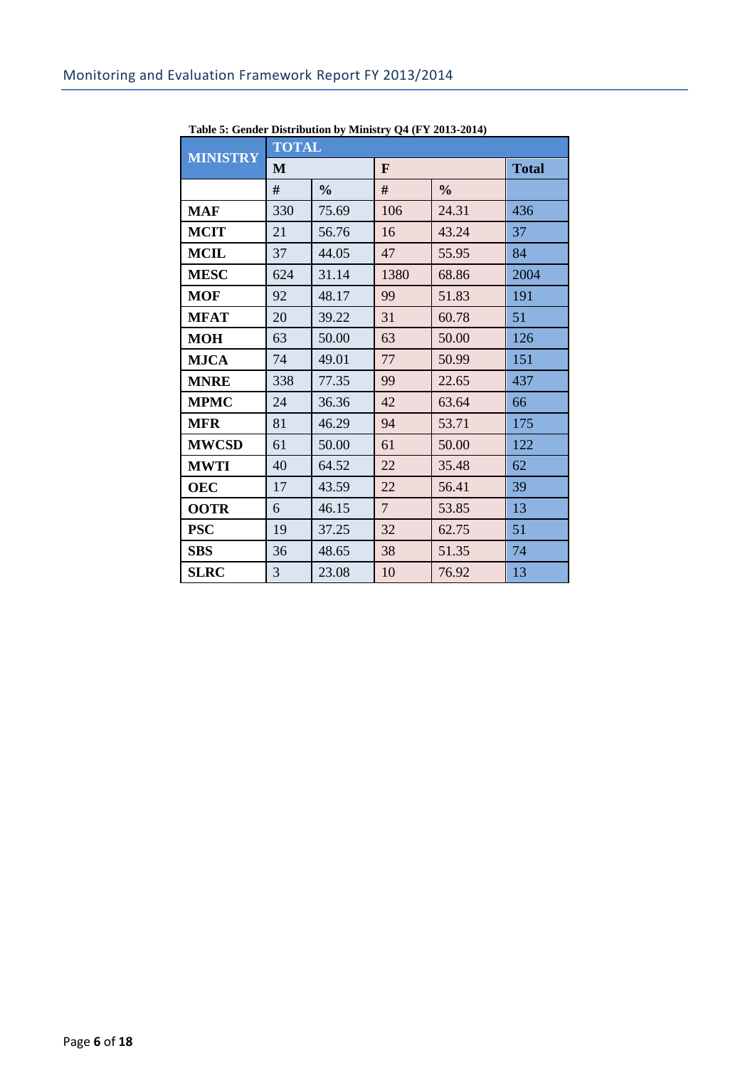Table 5: Gender Distribution by Ministry Q4 (FY 2013-2014)

| MINISTRY | TOTAL | | | | |
|---|---|---|---|---|---|
| | M | | F | | Total |
| | # | % | # | % | |
| MAF | 330 | 75.69 | 106 | 24.31 | 436 |
| MCIT | 21 | 56.76 | 16 | 43.24 | 37 |
| MCIL | 37 | 44.05 | 47 | 55.95 | 84 |
| MESC | 624 | 31.14 | 1380 | 68.86 | 2004 |
| MOF | 92 | 48.17 | 99 | 51.83 | 191 |
| MFAT | 20 | 39.22 | 31 | 60.78 | 51 |
| MOH | 63 | 50.00 | 63 | 50.00 | 126 |
| MJCA | 74 | 49.01 | 77 | 50.99 | 151 |
| MNRE | 338 | 77.35 | 99 | 22.65 | 437 |
| MPMC | 24 | 36.36 | 42 | 63.64 | 66 |
| MFR | 81 | 46.29 | 94 | 53.71 | 175 |
| MWCSD | 61 | 50.00 | 61 | 50.00 | 122 |
| MWTI | 40 | 64.52 | 22 | 35.48 | 62 |
| OEC | 17 | 43.59 | 22 | 56.41 | 39 |
| OOTR | 6 | 46.15 | 7 | 53.85 | 13 |
| PSC | 19 | 37.25 | 32 | 62.75 | 51 |
| SBS | 36 | 48.65 | 38 | 51.35 | 74 |
| SLRC | 3 | 23.08 | 10 | 76.92 | 13 |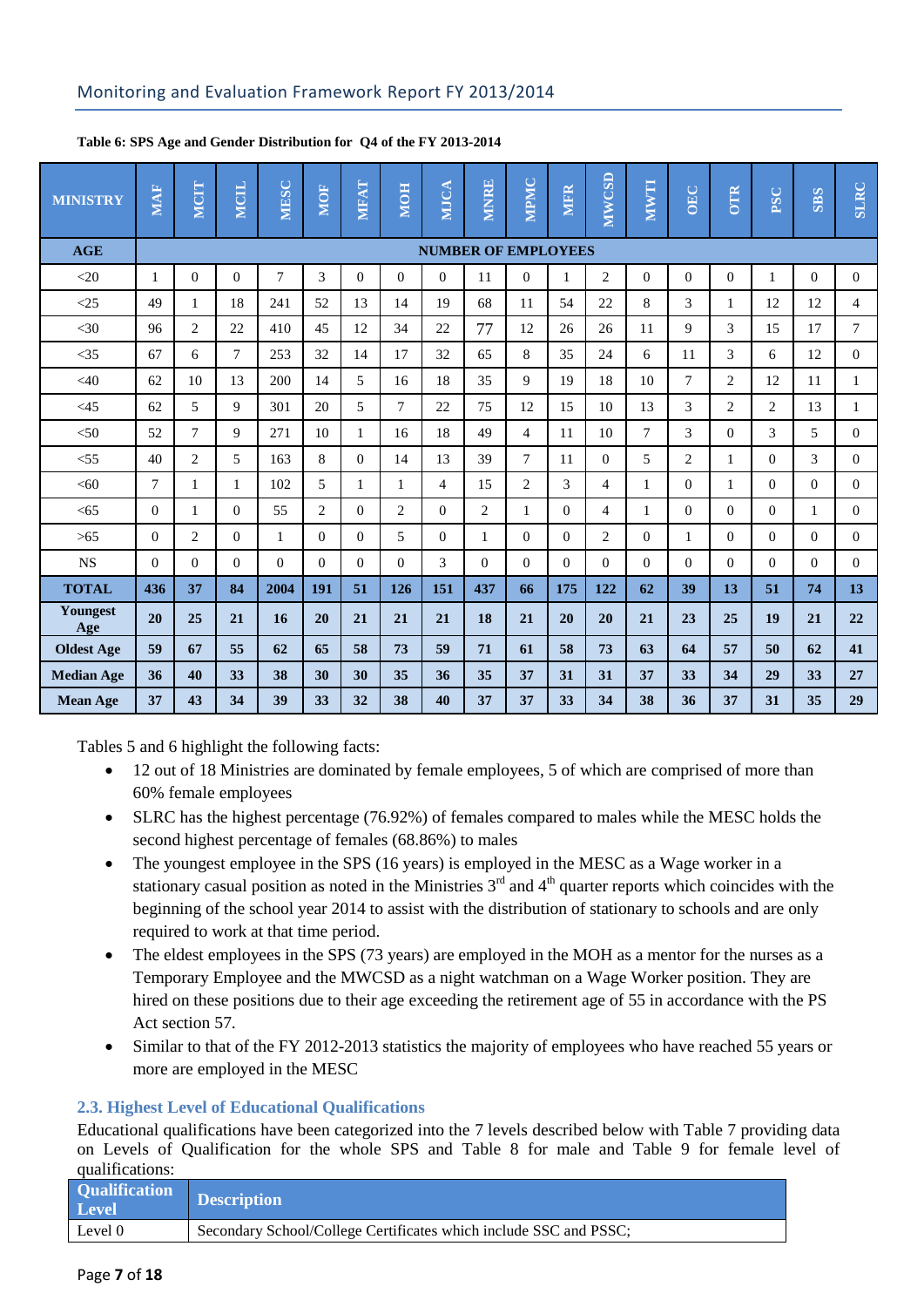**Table 6: SPS Age and Gender Distribution for Q4 of the FY 2013-2014**

| MINISTRY | MAF | MCIT | MCIL | MESC | MOF | MFAT | MOH | MJCA | MNRE | MPMC | MFR | MWCSD | MWTI | OEC | OTR | PSC | SBS | SLRC |
|---|---|---|---|---|---|---|---|---|---|---|---|---|---|---|---|---|---|---|
| **AGE** | **NUMBER OF EMPLOYEES** | | | | | | | | | | | | | | | | | |
| <20 | 1 | 0 | 0 | 7 | 3 | 0 | 0 | 0 | 11 | 0 | 1 | 2 | 0 | 0 | 0 | 1 | 0 | 0 |
| <25 | 49 | 1 | 18 | 241 | 52 | 13 | 14 | 19 | 68 | 11 | 54 | 22 | 8 | 3 | 1 | 12 | 12 | 4 |
| <30 | 96 | 2 | 22 | 410 | 45 | 12 | 34 | 22 | 77 | 12 | 26 | 26 | 11 | 9 | 3 | 15 | 17 | 7 |
| <35 | 67 | 6 | 7 | 253 | 32 | 14 | 17 | 32 | 65 | 8 | 35 | 24 | 6 | 11 | 3 | 6 | 12 | 0 |
| <40 | 62 | 10 | 13 | 200 | 14 | 5 | 16 | 18 | 35 | 9 | 19 | 18 | 10 | 7 | 2 | 12 | 11 | 1 |
| <45 | 62 | 5 | 9 | 301 | 20 | 5 | 7 | 22 | 75 | 12 | 15 | 10 | 13 | 3 | 2 | 2 | 13 | 1 |
| <50 | 52 | 7 | 9 | 271 | 10 | 1 | 16 | 18 | 49 | 4 | 11 | 10 | 7 | 3 | 0 | 3 | 5 | 0 |
| <55 | 40 | 2 | 5 | 163 | 8 | 0 | 14 | 13 | 39 | 7 | 11 | 0 | 5 | 2 | 1 | 0 | 3 | 0 |
| <60 | 7 | 1 | 1 | 102 | 5 | 1 | 1 | 4 | 15 | 2 | 3 | 4 | 1 | 0 | 1 | 0 | 0 | 0 |
| <65 | 0 | 1 | 0 | 55 | 2 | 0 | 2 | 0 | 2 | 1 | 0 | 4 | 1 | 0 | 0 | 0 | 1 | 0 |
| >65 | 0 | 2 | 0 | 1 | 0 | 0 | 5 | 0 | 1 | 0 | 0 | 2 | 0 | 1 | 0 | 0 | 0 | 0 |
| NS | 0 | 0 | 0 | 0 | 0 | 0 | 0 | 3 | 0 | 0 | 0 | 0 | 0 | 0 | 0 | 0 | 0 | 0 |
| **TOTAL** | **436** | **37** | **84** | **2004** | **191** | **51** | **126** | **151** | **437** | **66** | **175** | **122** | **62** | **39** | **13** | **51** | **74** | **13** |
| **Youngest Age** | **20** | **25** | **21** | **16** | **20** | **21** | **21** | **21** | **18** | **21** | **20** | **20** | **21** | **23** | **25** | **19** | **21** | **22** |
| **Oldest Age** | **59** | **67** | **55** | **62** | **65** | **58** | **73** | **59** | **71** | **61** | **58** | **73** | **63** | **64** | **57** | **50** | **62** | **41** |
| **Median Age** | **36** | **40** | **33** | **38** | **30** | **30** | **35** | **36** | **35** | **37** | **31** | **31** | **37** | **33** | **34** | **29** | **33** | **27** |
| **Mean Age** | **37** | **43** | **34** | **39** | **33** | **32** | **38** | **40** | **37** | **37** | **33** | **34** | **38** | **36** | **37** | **31** | **35** | **29** |

Tables 5 and 6 highlight the following facts:

- 12 out of 18 Ministries are dominated by female employees, 5 of which are comprised of more than 60% female employees
- SLRC has the highest percentage (76.92%) of females compared to males while the MESC holds the second highest percentage of females (68.86%) to males
- The youngest employee in the SPS (16 years) is employed in the MESC as a Wage worker in a stationary casual position as noted in the Ministries 3rd and 4th quarter reports which coincides with the beginning of the school year 2014 to assist with the distribution of stationary to schools and are only required to work at that time period.
- The eldest employees in the SPS (73 years) are employed in the MOH as a mentor for the nurses as a Temporary Employee and the MWCSD as a night watchman on a Wage Worker position. They are hired on these positions due to their age exceeding the retirement age of 55 in accordance with the PS Act section 57.
- Similar to that of the FY 2012-2013 statistics the majority of employees who have reached 55 years or more are employed in the MESC

### 2.3. Highest Level of Educational Qualifications

Educational qualifications have been categorized into the 7 levels described below with Table 7 providing data on Levels of Qualification for the whole SPS and Table 8 for male and Table 9 for female level of qualifications:

| Qualification Level | Description |
|---|---|
| Level 0 | Secondary School/College Certificates which include SSC and PSSC; |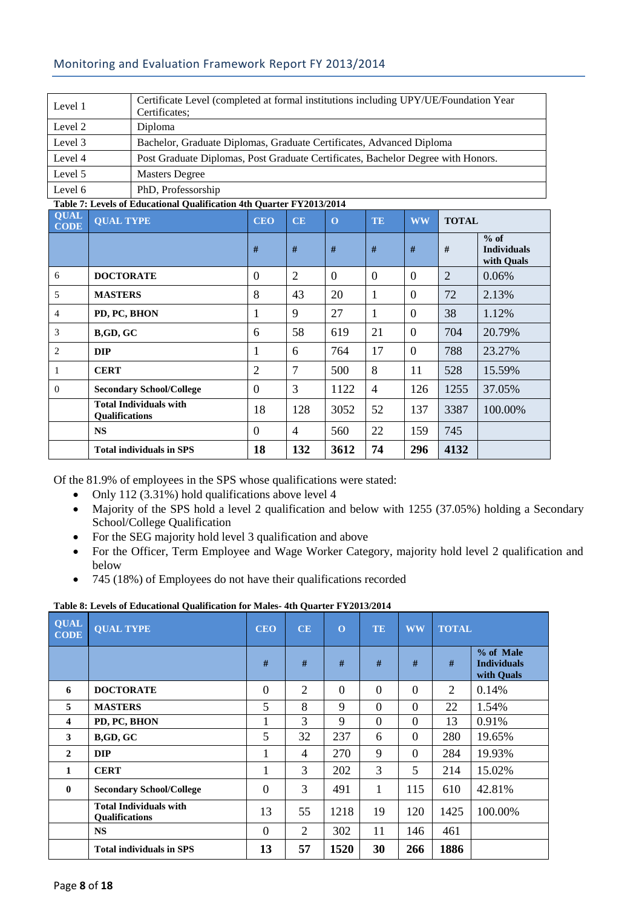| | |
|---|---|
| Level 1 | Certificate Level (completed at formal institutions including UPY/UE/Foundation Year Certificates; |
| Level 2 | Diploma |
| Level 3 | Bachelor, Graduate Diplomas, Graduate Certificates, Advanced Diploma |
| Level 4 | Post Graduate Diplomas, Post Graduate Certificates, Bachelor Degree with Honors. |
| Level 5 | Masters Degree |
| Level 6 | PhD, Professorship |

**Table 7: Levels of Educational Qualification 4th Quarter FY2013/2014**

| QUAL CODE | QUAL TYPE | CEO | CE | O | TE | WW | TOTAL | |
|---|---|---|---|---|---|---|---|---|
| | | # | # | # | # | # | # | % of Individuals with Quals |
| 6 | **DOCTORATE** | 0 | 2 | 0 | 0 | 0 | 2 | 0.06% |
| 5 | **MASTERS** | 8 | 43 | 20 | 1 | 0 | 72 | 2.13% |
| 4 | **PD, PC, BHON** | 1 | 9 | 27 | 1 | 0 | 38 | 1.12% |
| 3 | **B,GD, GC** | 6 | 58 | 619 | 21 | 0 | 704 | 20.79% |
| 2 | **DIP** | 1 | 6 | 764 | 17 | 0 | 788 | 23.27% |
| 1 | **CERT** | 2 | 7 | 500 | 8 | 11 | 528 | 15.59% |
| 0 | **Secondary School/College** | 0 | 3 | 1122 | 4 | 126 | 1255 | 37.05% |
| | **Total Individuals with Qualifications** | 18 | 128 | 3052 | 52 | 137 | 3387 | 100.00% |
| | **NS** | 0 | 4 | 560 | 22 | 159 | 745 | |
| | **Total individuals in SPS** | **18** | **132** | **3612** | **74** | **296** | **4132** | |

Of the 81.9% of employees in the SPS whose qualifications were stated:

- Only 112 (3.31%) hold qualifications above level 4
- Majority of the SPS hold a level 2 qualification and below with 1255 (37.05%) holding a Secondary School/College Qualification
- For the SEG majority hold level 3 qualification and above
- For the Officer, Term Employee and Wage Worker Category, majority hold level 2 qualification and below
- 745 (18%) of Employees do not have their qualifications recorded

**Table 8: Levels of Educational Qualification for Males- 4th Quarter FY2013/2014**

| QUAL CODE | QUAL TYPE | CEO | CE | O | TE | WW | TOTAL | |
|---|---|---|---|---|---|---|---|---|
| | | # | # | # | # | # | # | % of Male Individuals with Quals |
| **6** | **DOCTORATE** | 0 | 2 | 0 | 0 | 0 | 2 | 0.14% |
| **5** | **MASTERS** | 5 | 8 | 9 | 0 | 0 | 22 | 1.54% |
| **4** | **PD, PC, BHON** | 1 | 3 | 9 | 0 | 0 | 13 | 0.91% |
| **3** | **B,GD, GC** | 5 | 32 | 237 | 6 | 0 | 280 | 19.65% |
| **2** | **DIP** | 1 | 4 | 270 | 9 | 0 | 284 | 19.93% |
| **1** | **CERT** | 1 | 3 | 202 | 3 | 5 | 214 | 15.02% |
| **0** | **Secondary School/College** | 0 | 3 | 491 | 1 | 115 | 610 | 42.81% |
| | **Total Individuals with Qualifications** | 13 | 55 | 1218 | 19 | 120 | 1425 | 100.00% |
| | **NS** | 0 | 2 | 302 | 11 | 146 | 461 | |
| | **Total individuals in SPS** | **13** | **57** | **1520** | **30** | **266** | **1886** | |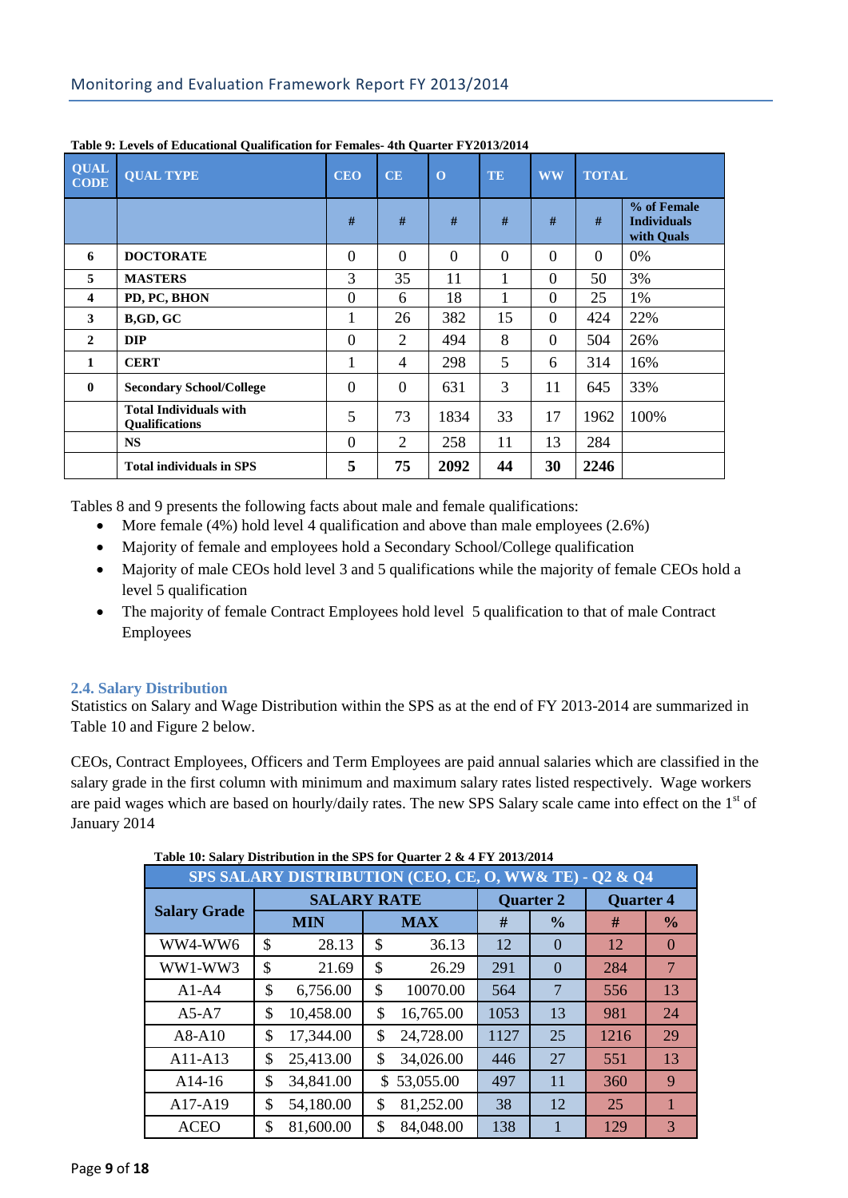**Table 9: Levels of Educational Qualification for Females- 4th Quarter FY2013/2014**

| QUAL CODE | QUAL TYPE | CEO | CE | O | TE | WW | TOTAL | |
|---|---|---|---|---|---|---|---|---|
| | | # | # | # | # | # | # | % of Female Individuals with Quals |
| 6 | **DOCTORATE** | 0 | 0 | 0 | 0 | 0 | 0 | 0% |
| 5 | **MASTERS** | 3 | 35 | 11 | 1 | 0 | 50 | 3% |
| 4 | **PD, PC, BHON** | 0 | 6 | 18 | 1 | 0 | 25 | 1% |
| 3 | **B,GD, GC** | 1 | 26 | 382 | 15 | 0 | 424 | 22% |
| 2 | **DIP** | 0 | 2 | 494 | 8 | 0 | 504 | 26% |
| 1 | **CERT** | 1 | 4 | 298 | 5 | 6 | 314 | 16% |
| 0 | **Secondary School/College** | 0 | 0 | 631 | 3 | 11 | 645 | 33% |
| | **Total Individuals with Qualifications** | 5 | 73 | 1834 | 33 | 17 | 1962 | 100% |
| | **NS** | 0 | 2 | 258 | 11 | 13 | 284 | |
| | **Total individuals in SPS** | **5** | **75** | **2092** | **44** | **30** | **2246** | |

Tables 8 and 9 presents the following facts about male and female qualifications:

- More female (4%) hold level 4 qualification and above than male employees (2.6%)
- Majority of female and employees hold a Secondary School/College qualification
- Majority of male CEOs hold level 3 and 5 qualifications while the majority of female CEOs hold a level 5 qualification
- The majority of female Contract Employees hold level 5 qualification to that of male Contract Employees

### 2.4. Salary Distribution

Statistics on Salary and Wage Distribution within the SPS as at the end of FY 2013-2014 are summarized in Table 10 and Figure 2 below.

CEOs, Contract Employees, Officers and Term Employees are paid annual salaries which are classified in the salary grade in the first column with minimum and maximum salary rates listed respectively. Wage workers are paid wages which are based on hourly/daily rates. The new SPS Salary scale came into effect on the 1st of January 2014

**Table 10: Salary Distribution in the SPS for Quarter 2 & 4 FY 2013/2014**

| SPS SALARY DISTRIBUTION (CEO, CE, O, WW& TE) - Q2 & Q4 | | | | | | |
|---|---|---|---|---|---|---|
| **Salary Grade** | **SALARY RATE** | | **Quarter 2** | | **Quarter 4** | |
| | **MIN** | **MAX** | **#** | **%** | **#** | **%** |
| WW4-WW6 | $ 28.13 | $ 36.13 | 12 | 0 | 12 | 0 |
| WW1-WW3 | $ 21.69 | $ 26.29 | 291 | 0 | 284 | 7 |
| A1-A4 | $ 6,756.00 | $ 10070.00 | 564 | 7 | 556 | 13 |
| A5-A7 | $ 10,458.00 | $ 16,765.00 | 1053 | 13 | 981 | 24 |
| A8-A10 | $ 17,344.00 | $ 24,728.00 | 1127 | 25 | 1216 | 29 |
| A11-A13 | $ 25,413.00 | $ 34,026.00 | 446 | 27 | 551 | 13 |
| A14-16 | $ 34,841.00 | $ 53,055.00 | 497 | 11 | 360 | 9 |
| A17-A19 | $ 54,180.00 | $ 81,252.00 | 38 | 12 | 25 | 1 |
| ACEO | $ 81,600.00 | $ 84,048.00 | 138 | 1 | 129 | 3 |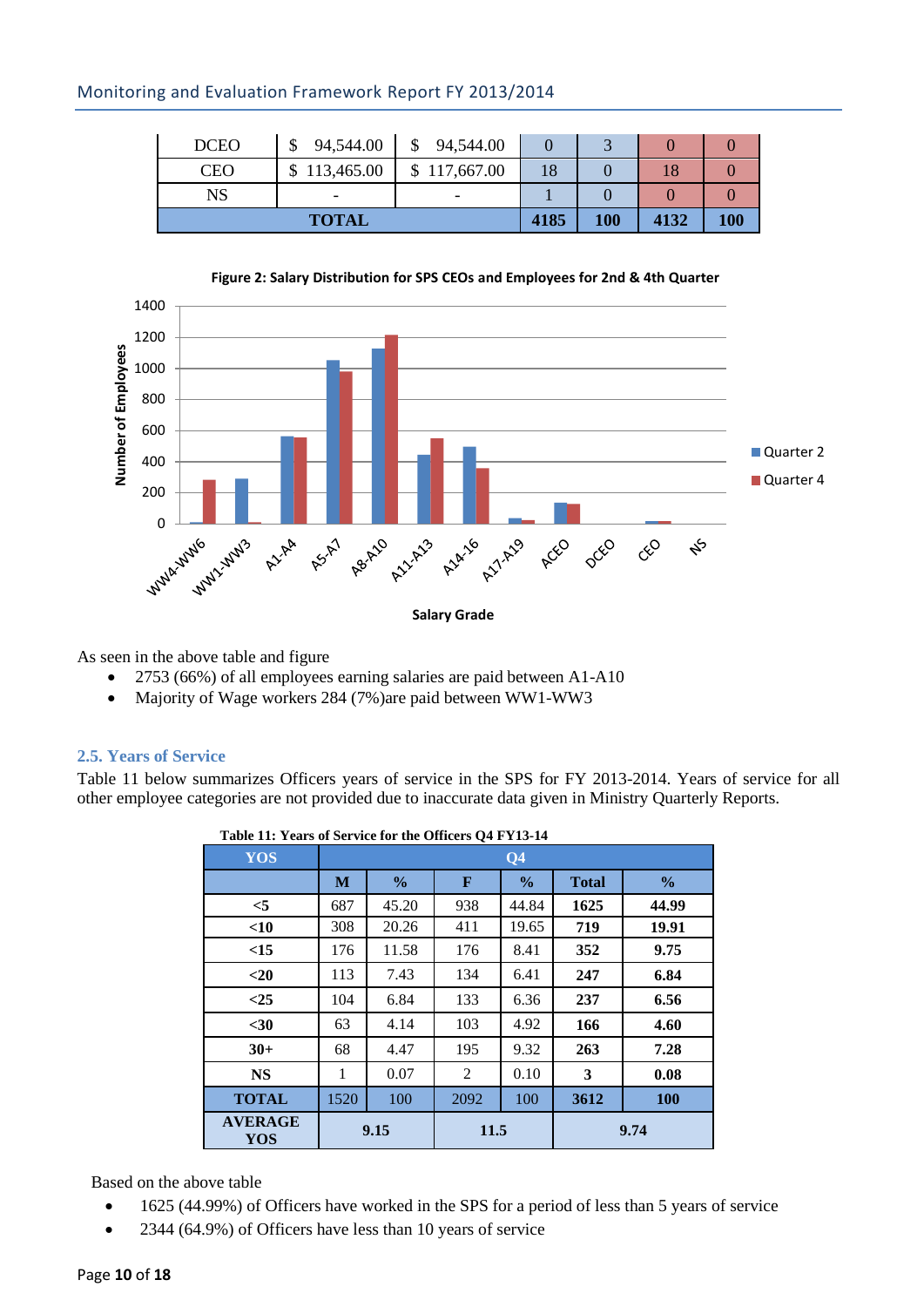| | | | | | | |
|---|---|---|---|---|---|---|
| DCEO | $ 94,544.00 | $ 94,544.00 | 0 | 3 | 0 | 0 |
| CEO | $ 113,465.00 | $ 117,667.00 | 18 | 0 | 18 | 0 |
| NS | - | - | 1 | 0 | 0 | 0 |
| **TOTAL** | | | **4185** | **100** | **4132** | **100** |

**Figure 2: Salary Distribution for SPS CEOs and Employees for 2nd & 4th Quarter**

Number of Employees
1400
1200
1000
800
600
400
200
0
WW4-WW6
WW1-WW3
A1-A4
A5-A7
A8-A10
A11-A13
A14-16
A17-A19
ACEO
DCEO
CEO
NS
Salary Grade
Quarter 2
Quarter 4

As seen in the above table and figure

- 2753 (66%) of all employees earning salaries are paid between A1-A10
- Majority of Wage workers 284 (7%)are paid between WW1-WW3

## 2.5. Years of Service

Table 11 below summarizes Officers years of service in the SPS for FY 2013-2014. Years of service for all other employee categories are not provided due to inaccurate data given in Ministry Quarterly Reports.

**Table 11: Years of Service for the Officers Q4 FY13-14**

| YOS | Q4 | | | | | |
|---|---|---|---|---|---|---|
| | **M** | **%** | **F** | **%** | **Total** | **%** |
| **<5** | 687 | 45.20 | 938 | 44.84 | **1625** | **44.99** |
| **<10** | 308 | 20.26 | 411 | 19.65 | **719** | **19.91** |
| **<15** | 176 | 11.58 | 176 | 8.41 | **352** | **9.75** |
| **<20** | 113 | 7.43 | 134 | 6.41 | **247** | **6.84** |
| **<25** | 104 | 6.84 | 133 | 6.36 | **237** | **6.56** |
| **<30** | 63 | 4.14 | 103 | 4.92 | **166** | **4.60** |
| **30+** | 68 | 4.47 | 195 | 9.32 | **263** | **7.28** |
| **NS** | 1 | 0.07 | 2 | 0.10 | **3** | **0.08** |
| **TOTAL** | 1520 | 100 | 2092 | 100 | **3612** | **100** |
| **AVERAGE YOS** | **9.15** | | **11.5** | | **9.74** | |

Based on the above table

- 1625 (44.99%) of Officers have worked in the SPS for a period of less than 5 years of service
- 2344 (64.9%) of Officers have less than 10 years of service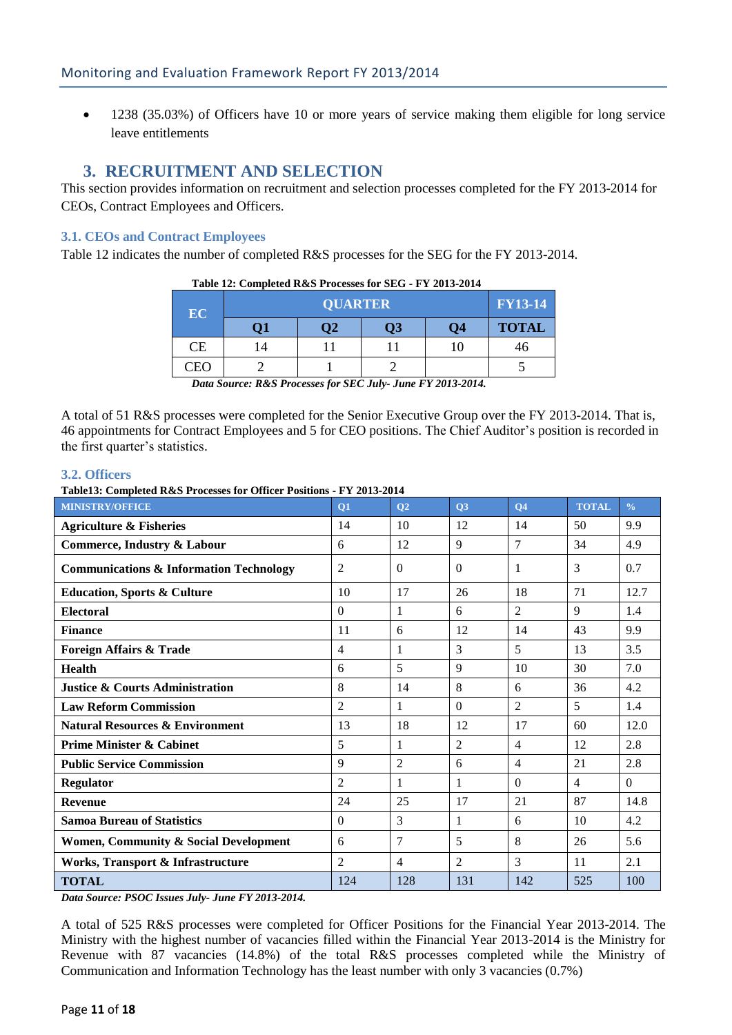- 1238 (35.03%) of Officers have 10 or more years of service making them eligible for long service leave entitlements

# 3. RECRUITMENT AND SELECTION

This section provides information on recruitment and selection processes completed for the FY 2013-2014 for CEOs, Contract Employees and Officers.

## 3.1. CEOs and Contract Employees

Table 12 indicates the number of completed R&S processes for the SEG for the FY 2013-2014.

**Table 12: Completed R&S Processes for SEG - FY 2013-2014**

| EC | QUARTER | | | | FY13-14 |
|---|---|---|---|---|---|
| | Q1 | Q2 | Q3 | Q4 | TOTAL |
| CE | 14 | 11 | 11 | 10 | 46 |
| CEO | 2 | 1 | 2 | | 5 |

*Data Source: R&S Processes for SEC July- June FY 2013-2014.*

A total of 51 R&S processes were completed for the Senior Executive Group over the FY 2013-2014. That is, 46 appointments for Contract Employees and 5 for CEO positions. The Chief Auditor's position is recorded in the first quarter's statistics.

## 3.2. Officers

**Table13: Completed R&S Processes for Officer Positions - FY 2013-2014**

| MINISTRY/OFFICE | Q1 | Q2 | Q3 | Q4 | TOTAL | % |
|---|---|---|---|---|---|---|
| **Agriculture & Fisheries** | 14 | 10 | 12 | 14 | 50 | 9.9 |
| **Commerce, Industry & Labour** | 6 | 12 | 9 | 7 | 34 | 4.9 |
| **Communications & Information Technology** | 2 | 0 | 0 | 1 | 3 | 0.7 |
| **Education, Sports & Culture** | 10 | 17 | 26 | 18 | 71 | 12.7 |
| **Electoral** | 0 | 1 | 6 | 2 | 9 | 1.4 |
| **Finance** | 11 | 6 | 12 | 14 | 43 | 9.9 |
| **Foreign Affairs & Trade** | 4 | 1 | 3 | 5 | 13 | 3.5 |
| **Health** | 6 | 5 | 9 | 10 | 30 | 7.0 |
| **Justice & Courts Administration** | 8 | 14 | 8 | 6 | 36 | 4.2 |
| **Law Reform Commission** | 2 | 1 | 0 | 2 | 5 | 1.4 |
| **Natural Resources & Environment** | 13 | 18 | 12 | 17 | 60 | 12.0 |
| **Prime Minister & Cabinet** | 5 | 1 | 2 | 4 | 12 | 2.8 |
| **Public Service Commission** | 9 | 2 | 6 | 4 | 21 | 2.8 |
| **Regulator** | 2 | 1 | 1 | 0 | 4 | 0 |
| **Revenue** | 24 | 25 | 17 | 21 | 87 | 14.8 |
| **Samoa Bureau of Statistics** | 0 | 3 | 1 | 6 | 10 | 4.2 |
| **Women, Community & Social Development** | 6 | 7 | 5 | 8 | 26 | 5.6 |
| **Works, Transport & Infrastructure** | 2 | 4 | 2 | 3 | 11 | 2.1 |
| **TOTAL** | 124 | 128 | 131 | 142 | 525 | 100 |

*Data Source: PSOC Issues July- June FY 2013-2014.*

A total of 525 R&S processes were completed for Officer Positions for the Financial Year 2013-2014. The Ministry with the highest number of vacancies filled within the Financial Year 2013-2014 is the Ministry for Revenue with 87 vacancies (14.8%) of the total R&S processes completed while the Ministry of Communication and Information Technology has the least number with only 3 vacancies (0.7%)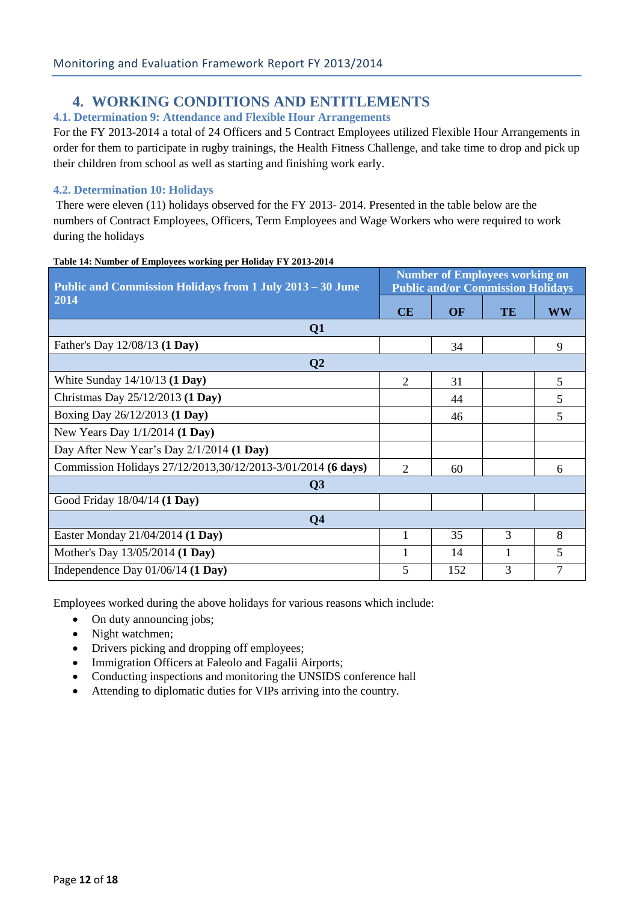# 4. WORKING CONDITIONS AND ENTITLEMENTS

### 4.1. Determination 9: Attendance and Flexible Hour Arrangements

For the FY 2013-2014 a total of 24 Officers and 5 Contract Employees utilized Flexible Hour Arrangements in order for them to participate in rugby trainings, the Health Fitness Challenge, and take time to drop and pick up their children from school as well as starting and finishing work early.

### 4.2. Determination 10: Holidays

There were eleven (11) holidays observed for the FY 2013- 2014. Presented in the table below are the numbers of Contract Employees, Officers, Term Employees and Wage Workers who were required to work during the holidays

**Table 14: Number of Employees working per Holiday FY 2013-2014**

| Public and Commission Holidays from 1 July 2013 – 30 June 2014 | Number of Employees working on Public and/or Commission Holidays | | | |
|---|---|---|---|---|
| | **CE** | **OF** | **TE** | **WW** |
| **Q1** | | | | |
| Father's Day 12/08/13 **(1 Day)** | | 34 | | 9 |
| **Q2** | | | | |
| White Sunday 14/10/13 **(1 Day)** | 2 | 31 | | 5 |
| Christmas Day 25/12/2013 **(1 Day)** | | 44 | | 5 |
| Boxing Day 26/12/2013 **(1 Day)** | | 46 | | 5 |
| New Years Day 1/1/2014 **(1 Day)** | | | | |
| Day After New Year's Day 2/1/2014 **(1 Day)** | | | | |
| Commission Holidays 27/12/2013,30/12/2013-3/01/2014 **(6 days)** | 2 | 60 | | 6 |
| **Q3** | | | | |
| Good Friday 18/04/14 **(1 Day)** | | | | |
| **Q4** | | | | |
| Easter Monday 21/04/2014 **(1 Day)** | 1 | 35 | 3 | 8 |
| Mother's Day 13/05/2014 **(1 Day)** | 1 | 14 | 1 | 5 |
| Independence Day 01/06/14 **(1 Day)** | 5 | 152 | 3 | 7 |

Employees worked during the above holidays for various reasons which include:

- On duty announcing jobs;
- Night watchmen;
- Drivers picking and dropping off employees;
- Immigration Officers at Faleolo and Fagalii Airports;
- Conducting inspections and monitoring the UNSIDS conference hall
- Attending to diplomatic duties for VIPs arriving into the country.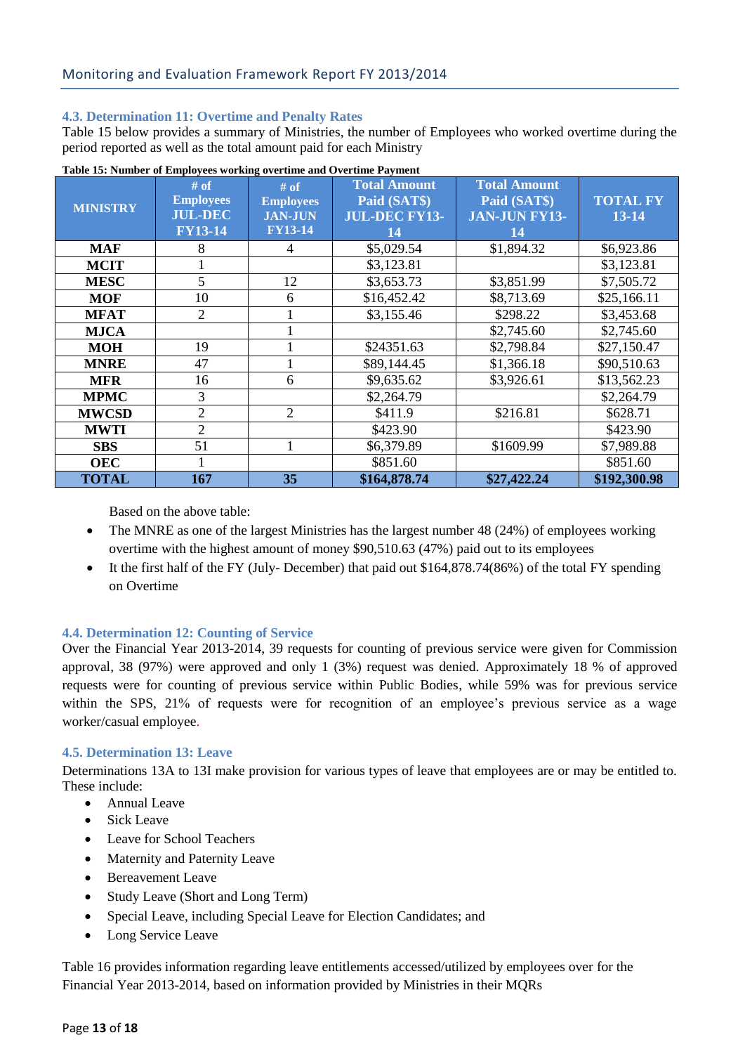### 4.3. Determination 11: Overtime and Penalty Rates

Table 15 below provides a summary of Ministries, the number of Employees who worked overtime during the period reported as well as the total amount paid for each Ministry

**Table 15: Number of Employees working overtime and Overtime Payment**

| MINISTRY | # of Employees JUL-DEC FY13-14 | # of Employees JAN-JUN FY13-14 | Total Amount Paid (SAT$) JUL-DEC FY13-14 | Total Amount Paid (SAT$) JAN-JUN FY13-14 | TOTAL FY 13-14 |
|---|---|---|---|---|---|
| MAF | 8 | 4 | $5,029.54 | $1,894.32 | $6,923.86 |
| MCIT | 1 | | $3,123.81 | | $3,123.81 |
| MESC | 5 | 12 | $3,653.73 | $3,851.99 | $7,505.72 |
| MOF | 10 | 6 | $16,452.42 | $8,713.69 | $25,166.11 |
| MFAT | 2 | 1 | $3,155.46 | $298.22 | $3,453.68 |
| MJCA | | 1 | | $2,745.60 | $2,745.60 |
| MOH | 19 | 1 | $24351.63 | $2,798.84 | $27,150.47 |
| MNRE | 47 | 1 | $89,144.45 | $1,366.18 | $90,510.63 |
| MFR | 16 | 6 | $9,635.62 | $3,926.61 | $13,562.23 |
| MPMC | 3 | | $2,264.79 | | $2,264.79 |
| MWCSD | 2 | 2 | $411.9 | $216.81 | $628.71 |
| MWTI | 2 | | $423.90 | | $423.90 |
| SBS | 51 | 1 | $6,379.89 | $1609.99 | $7,989.88 |
| OEC | 1 | | $851.60 | | $851.60 |
| **TOTAL** | **167** | **35** | **$164,878.74** | **$27,422.24** | **$192,300.98** |

Based on the above table:

- The MNRE as one of the largest Ministries has the largest number 48 (24%) of employees working overtime with the highest amount of money $90,510.63 (47%) paid out to its employees
- It the first half of the FY (July- December) that paid out $164,878.74(86%) of the total FY spending on Overtime

### 4.4. Determination 12: Counting of Service

Over the Financial Year 2013-2014, 39 requests for counting of previous service were given for Commission approval, 38 (97%) were approved and only 1 (3%) request was denied. Approximately 18 % of approved requests were for counting of previous service within Public Bodies, while 59% was for previous service within the SPS, 21% of requests were for recognition of an employee's previous service as a wage worker/casual employee.

### 4.5. Determination 13: Leave

Determinations 13A to 13I make provision for various types of leave that employees are or may be entitled to. These include:

- Annual Leave
- Sick Leave
- Leave for School Teachers
- Maternity and Paternity Leave
- Bereavement Leave
- Study Leave (Short and Long Term)
- Special Leave, including Special Leave for Election Candidates; and
- Long Service Leave

Table 16 provides information regarding leave entitlements accessed/utilized by employees over for the Financial Year 2013-2014, based on information provided by Ministries in their MQRs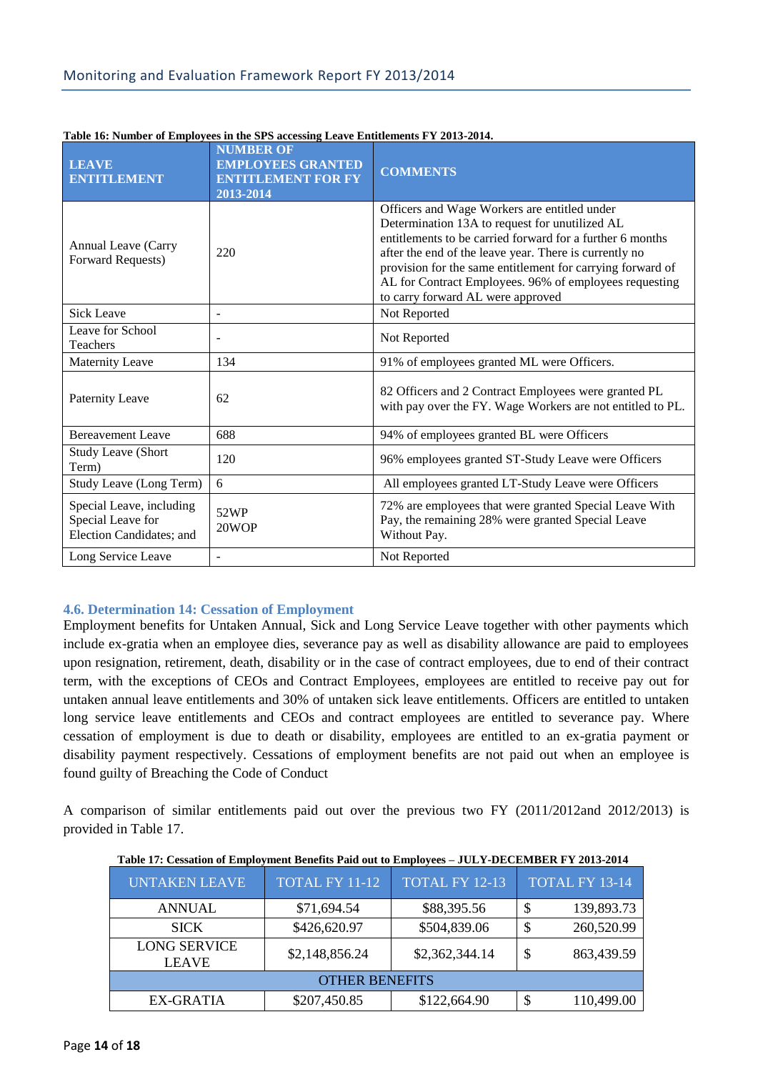**Table 16: Number of Employees in the SPS accessing Leave Entitlements FY 2013-2014.**

| LEAVE ENTITLEMENT | NUMBER OF EMPLOYEES GRANTED ENTITLEMENT FOR FY 2013-2014 | COMMENTS |
|---|---|---|
| Annual Leave (Carry Forward Requests) | 220 | Officers and Wage Workers are entitled under Determination 13A to request for unutilized AL entitlements to be carried forward for a further 6 months after the end of the leave year. There is currently no provision for the same entitlement for carrying forward of AL for Contract Employees. 96% of employees requesting to carry forward AL were approved |
| Sick Leave | - | Not Reported |
| Leave for School Teachers | - | Not Reported |
| Maternity Leave | 134 | 91% of employees granted ML were Officers. |
| Paternity Leave | 62 | 82 Officers and 2 Contract Employees were granted PL with pay over the FY. Wage Workers are not entitled to PL. |
| Bereavement Leave | 688 | 94% of employees granted BL were Officers |
| Study Leave (Short Term) | 120 | 96% employees granted ST-Study Leave were Officers |
| Study Leave (Long Term) | 6 | All employees granted LT-Study Leave were Officers |
| Special Leave, including Special Leave for Election Candidates; and | 52WP 20WOP | 72% are employees that were granted Special Leave With Pay, the remaining 28% were granted Special Leave Without Pay. |
| Long Service Leave | - | Not Reported |

### 4.6. Determination 14: Cessation of Employment

Employment benefits for Untaken Annual, Sick and Long Service Leave together with other payments which include ex-gratia when an employee dies, severance pay as well as disability allowance are paid to employees upon resignation, retirement, death, disability or in the case of contract employees, due to end of their contract term, with the exceptions of CEOs and Contract Employees, employees are entitled to receive pay out for untaken annual leave entitlements and 30% of untaken sick leave entitlements. Officers are entitled to untaken long service leave entitlements and CEOs and contract employees are entitled to severance pay. Where cessation of employment is due to death or disability, employees are entitled to an ex-gratia payment or disability payment respectively. Cessations of employment benefits are not paid out when an employee is found guilty of Breaching the Code of Conduct

A comparison of similar entitlements paid out over the previous two FY (2011/2012and 2012/2013) is provided in Table 17.

**Table 17: Cessation of Employment Benefits Paid out to Employees – JULY-DECEMBER FY 2013-2014**

| UNTAKEN LEAVE | TOTAL FY 11-12 | TOTAL FY 12-13 | TOTAL FY 13-14 |
|---|---|---|---|
| ANNUAL | $71,694.54 | $88,395.56 | $ 139,893.73 |
| SICK | $426,620.97 | $504,839.06 | $ 260,520.99 |
| LONG SERVICE LEAVE | $2,148,856.24 | $2,362,344.14 | $ 863,439.59 |
| OTHER BENEFITS | | | |
| EX-GRATIA | $207,450.85 | $122,664.90 | $ 110,499.00 |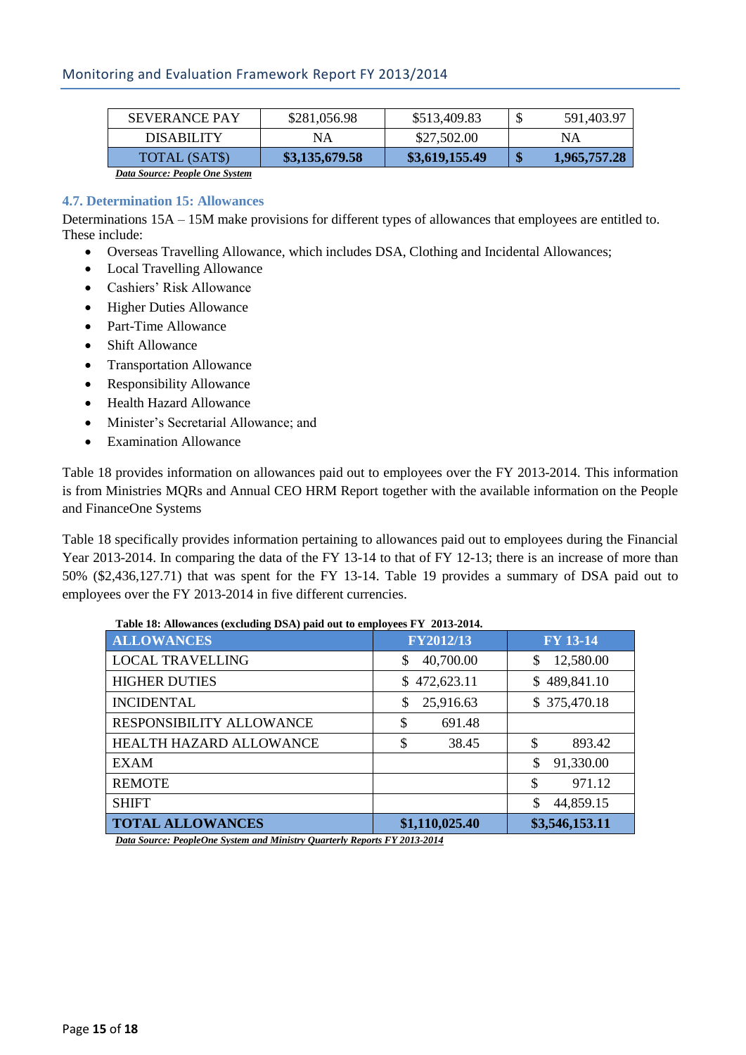| | | | |
|---|---|---|---|
| SEVERANCE PAY | $281,056.98 | $513,409.83 | $ 591,403.97 |
| DISABILITY | NA | $27,502.00 | NA |
| TOTAL (SAT$) | **$3,135,679.58** | **$3,619,155.49** | **$ 1,965,757.28** |

***Data Source: People One System***

### 4.7. Determination 15: Allowances

Determinations 15A – 15M make provisions for different types of allowances that employees are entitled to. These include:

- Overseas Travelling Allowance, which includes DSA, Clothing and Incidental Allowances;
- Local Travelling Allowance
- Cashiers' Risk Allowance
- Higher Duties Allowance
- Part-Time Allowance
- Shift Allowance
- Transportation Allowance
- Responsibility Allowance
- Health Hazard Allowance
- Minister's Secretarial Allowance; and
- Examination Allowance

Table 18 provides information on allowances paid out to employees over the FY 2013-2014. This information is from Ministries MQRs and Annual CEO HRM Report together with the available information on the People and FinanceOne Systems

Table 18 specifically provides information pertaining to allowances paid out to employees during the Financial Year 2013-2014. In comparing the data of the FY 13-14 to that of FY 12-13; there is an increase of more than 50% ($2,436,127.71) that was spent for the FY 13-14. Table 19 provides a summary of DSA paid out to employees over the FY 2013-2014 in five different currencies.

**Table 18: Allowances (excluding DSA) paid out to employees FY 2013-2014.**

| ALLOWANCES | FY2012/13 | FY 13-14 |
|---|---|---|
| LOCAL TRAVELLING | $ 40,700.00 | $ 12,580.00 |
| HIGHER DUTIES | $ 472,623.11 | $ 489,841.10 |
| INCIDENTAL | $ 25,916.63 | $ 375,470.18 |
| RESPONSIBILITY ALLOWANCE | $ 691.48 | |
| HEALTH HAZARD ALLOWANCE | $ 38.45 | $ 893.42 |
| EXAM | | $ 91,330.00 |
| REMOTE | | $ 971.12 |
| SHIFT | | $ 44,859.15 |
| **TOTAL ALLOWANCES** | **$1,110,025.40** | **$3,546,153.11** |

***Data Source: PeopleOne System and Ministry Quarterly Reports FY 2013-2014***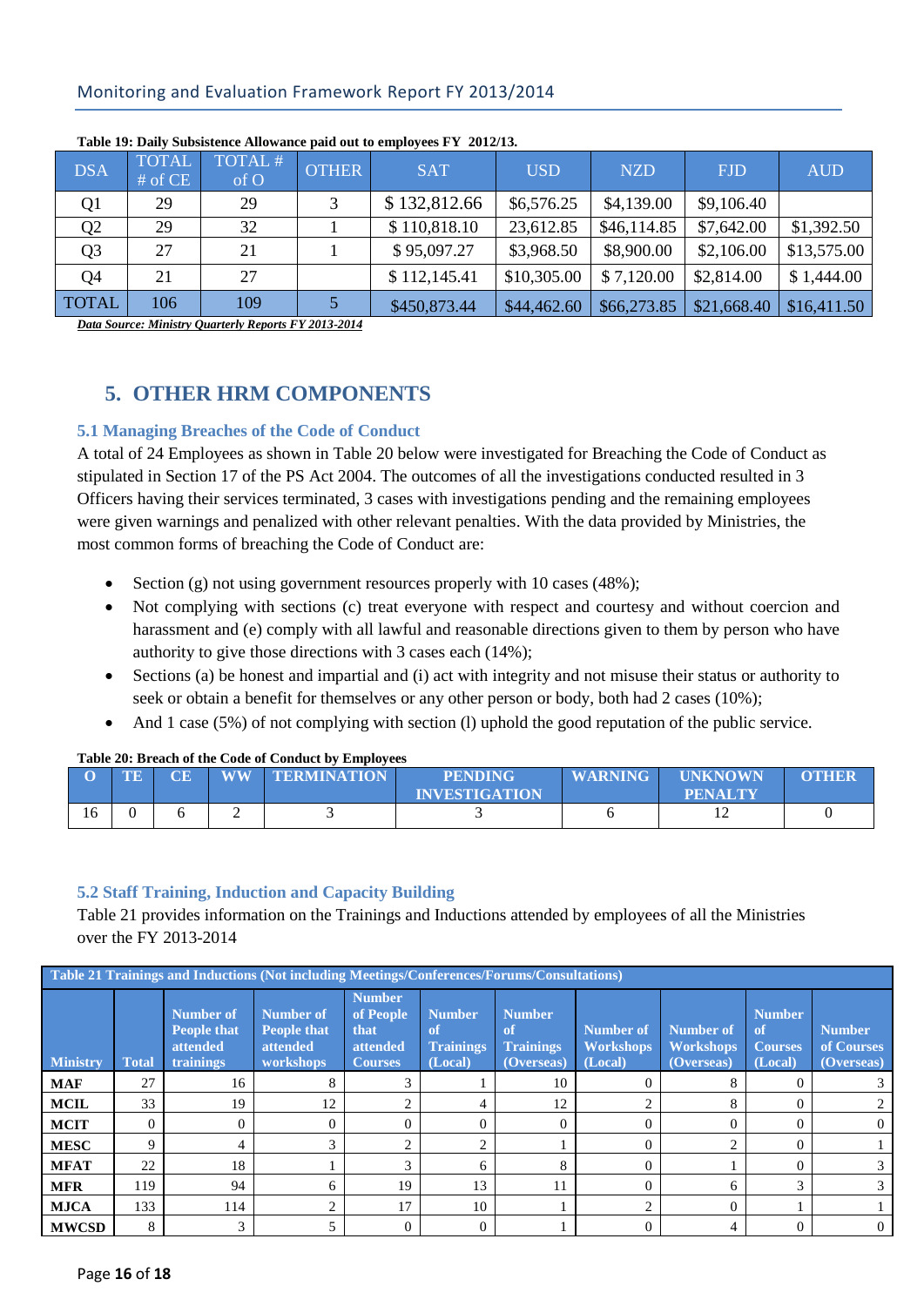**Table 19: Daily Subsistence Allowance paid out to employees FY 2012/13.**

| DSA | TOTAL # of CE | TOTAL # of O | OTHER | SAT | USD | NZD | FJD | AUD |
|---|---|---|---|---|---|---|---|---|
| Q1 | 29 | 29 | 3 | $ 132,812.66 | $6,576.25 | $4,139.00 | $9,106.40 | |
| Q2 | 29 | 32 | 1 | $ 110,818.10 | 23,612.85 | $46,114.85 | $7,642.00 | $1,392.50 |
| Q3 | 27 | 21 | 1 | $ 95,097.27 | $3,968.50 | $8,900.00 | $2,106.00 | $13,575.00 |
| Q4 | 21 | 27 | | $ 112,145.41 | $10,305.00 | $ 7,120.00 | $2,814.00 | $ 1,444.00 |
| TOTAL | 106 | 109 | 5 | $450,873.44 | $44,462.60 | $66,273.85 | $21,668.40 | $16,411.50 |

***Data Source: Ministry Quarterly Reports FY 2013-2014***

## 5. OTHER HRM COMPONENTS

### 5.1 Managing Breaches of the Code of Conduct

A total of 24 Employees as shown in Table 20 below were investigated for Breaching the Code of Conduct as stipulated in Section 17 of the PS Act 2004. The outcomes of all the investigations conducted resulted in 3 Officers having their services terminated, 3 cases with investigations pending and the remaining employees were given warnings and penalized with other relevant penalties. With the data provided by Ministries, the most common forms of breaching the Code of Conduct are:

- Section (g) not using government resources properly with 10 cases (48%);
- Not complying with sections (c) treat everyone with respect and courtesy and without coercion and harassment and (e) comply with all lawful and reasonable directions given to them by person who have authority to give those directions with 3 cases each (14%);
- Sections (a) be honest and impartial and (i) act with integrity and not misuse their status or authority to seek or obtain a benefit for themselves or any other person or body, both had 2 cases (10%);
- And 1 case (5%) of not complying with section (l) uphold the good reputation of the public service.

**Table 20: Breach of the Code of Conduct by Employees**

| O | TE | CE | WW | TERMINATION | PENDING INVESTIGATION | WARNING | UNKNOWN PENALTY | OTHER |
|---|---|---|---|---|---|---|---|---|
| 16 | 0 | 6 | 2 | 3 | 3 | 6 | 12 | 0 |

### 5.2 Staff Training, Induction and Capacity Building

Table 21 provides information on the Trainings and Inductions attended by employees of all the Ministries over the FY 2013-2014

**Table 21 Trainings and Inductions (Not including Meetings/Conferences/Forums/Consultations)**

| Ministry | Total | Number of People that attended trainings | Number of People that attended workshops | Number of People that attended Courses | Number of Trainings (Local) | Number of Trainings (Overseas) | Number of Workshops (Local) | Number of Workshops (Overseas) | Number of Courses (Local) | Number of Courses (Overseas) |
|---|---|---|---|---|---|---|---|---|---|---|
| **MAF** | 27 | 16 | 8 | 3 | 1 | 10 | 0 | 8 | 0 | 3 |
| **MCIL** | 33 | 19 | 12 | 2 | 4 | 12 | 2 | 8 | 0 | 2 |
| **MCIT** | 0 | 0 | 0 | 0 | 0 | 0 | 0 | 0 | 0 | 0 |
| **MESC** | 9 | 4 | 3 | 2 | 2 | 1 | 0 | 2 | 0 | 1 |
| **MFAT** | 22 | 18 | 1 | 3 | 6 | 8 | 0 | 1 | 0 | 3 |
| **MFR** | 119 | 94 | 6 | 19 | 13 | 11 | 0 | 6 | 3 | 3 |
| **MJCA** | 133 | 114 | 2 | 17 | 10 | 1 | 2 | 0 | 1 | 1 |
| **MWCSD** | 8 | 3 | 5 | 0 | 0 | 1 | 0 | 4 | 0 | 0 |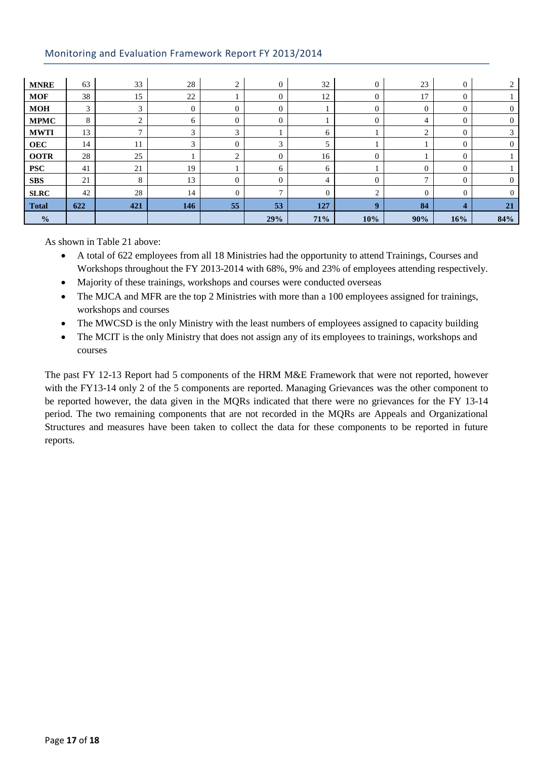| | | | | | | | | | | |
|---|---|---|---|---|---|---|---|---|---|---|
| **MNRE** | 63 | 33 | 28 | 2 | 0 | 32 | 0 | 23 | 0 | 2 |
| **MOF** | 38 | 15 | 22 | 1 | 0 | 12 | 0 | 17 | 0 | 1 |
| **MOH** | 3 | 3 | 0 | 0 | 0 | 1 | 0 | 0 | 0 | 0 |
| **MPMC** | 8 | 2 | 6 | 0 | 0 | 1 | 0 | 4 | 0 | 0 |
| **MWTI** | 13 | 7 | 3 | 3 | 1 | 6 | 1 | 2 | 0 | 3 |
| **OEC** | 14 | 11 | 3 | 0 | 3 | 5 | 1 | 1 | 0 | 0 |
| **OOTR** | 28 | 25 | 1 | 2 | 0 | 16 | 0 | 1 | 0 | 1 |
| **PSC** | 41 | 21 | 19 | 1 | 6 | 6 | 1 | 0 | 0 | 1 |
| **SBS** | 21 | 8 | 13 | 0 | 0 | 4 | 0 | 7 | 0 | 0 |
| **SLRC** | 42 | 28 | 14 | 0 | 7 | 0 | 2 | 0 | 0 | 0 |
| **Total** | **622** | **421** | **146** | **55** | **53** | **127** | **9** | **84** | **4** | **21** |
| **%** | | | | | **29%** | **71%** | **10%** | **90%** | **16%** | **84%** |

As shown in Table 21 above:

- A total of 622 employees from all 18 Ministries had the opportunity to attend Trainings, Courses and Workshops throughout the FY 2013-2014 with 68%, 9% and 23% of employees attending respectively.
- Majority of these trainings, workshops and courses were conducted overseas
- The MJCA and MFR are the top 2 Ministries with more than a 100 employees assigned for trainings, workshops and courses
- The MWCSD is the only Ministry with the least numbers of employees assigned to capacity building
- The MCIT is the only Ministry that does not assign any of its employees to trainings, workshops and courses

The past FY 12-13 Report had 5 components of the HRM M&E Framework that were not reported, however with the FY13-14 only 2 of the 5 components are reported. Managing Grievances was the other component to be reported however, the data given in the MQRs indicated that there were no grievances for the FY 13-14 period. The two remaining components that are not recorded in the MQRs are Appeals and Organizational Structures and measures have been taken to collect the data for these components to be reported in future reports.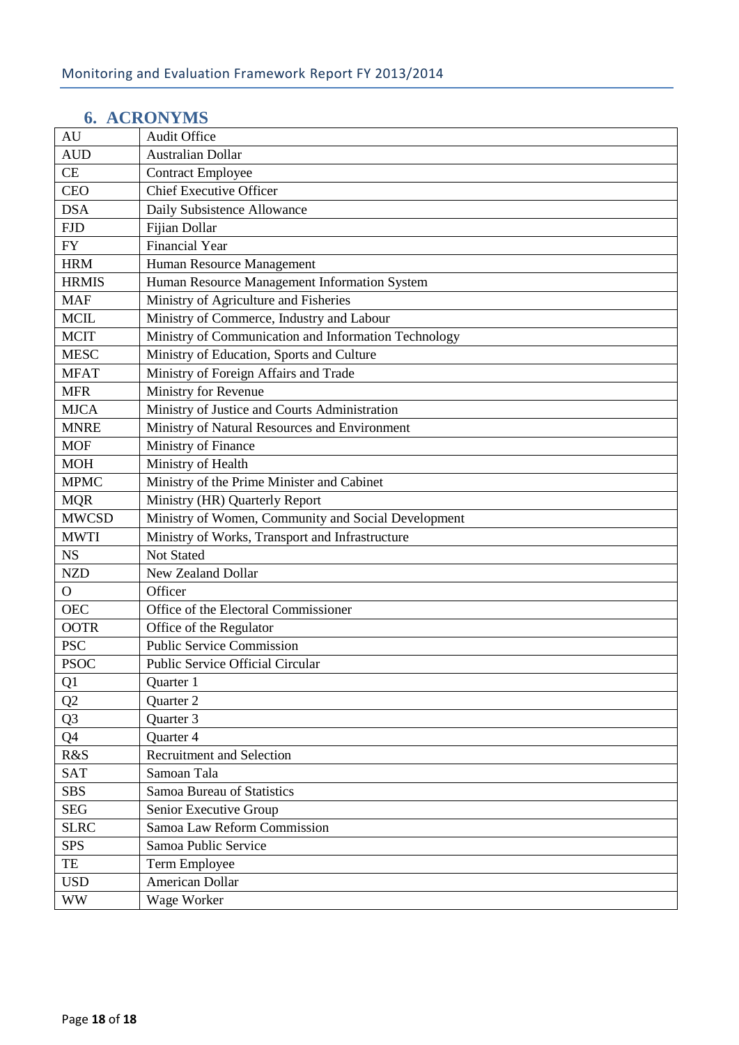## 6. ACRONYMS

| | |
|---|---|
| AU | Audit Office |
| AUD | Australian Dollar |
| CE | Contract Employee |
| CEO | Chief Executive Officer |
| DSA | Daily Subsistence Allowance |
| FJD | Fijian Dollar |
| FY | Financial Year |
| HRM | Human Resource Management |
| HRMIS | Human Resource Management Information System |
| MAF | Ministry of Agriculture and Fisheries |
| MCIL | Ministry of Commerce, Industry and Labour |
| MCIT | Ministry of Communication and Information Technology |
| MESC | Ministry of Education, Sports and Culture |
| MFAT | Ministry of Foreign Affairs and Trade |
| MFR | Ministry for Revenue |
| MJCA | Ministry of Justice and Courts Administration |
| MNRE | Ministry of Natural Resources and Environment |
| MOF | Ministry of Finance |
| MOH | Ministry of Health |
| MPMC | Ministry of the Prime Minister and Cabinet |
| MQR | Ministry (HR) Quarterly Report |
| MWCSD | Ministry of Women, Community and Social Development |
| MWTI | Ministry of Works, Transport and Infrastructure |
| NS | Not Stated |
| NZD | New Zealand Dollar |
| O | Officer |
| OEC | Office of the Electoral Commissioner |
| OOTR | Office of the Regulator |
| PSC | Public Service Commission |
| PSOC | Public Service Official Circular |
| Q1 | Quarter 1 |
| Q2 | Quarter 2 |
| Q3 | Quarter 3 |
| Q4 | Quarter 4 |
| R&S | Recruitment and Selection |
| SAT | Samoan Tala |
| SBS | Samoa Bureau of Statistics |
| SEG | Senior Executive Group |
| SLRC | Samoa Law Reform Commission |
| SPS | Samoa Public Service |
| TE | Term Employee |
| USD | American Dollar |
| WW | Wage Worker |